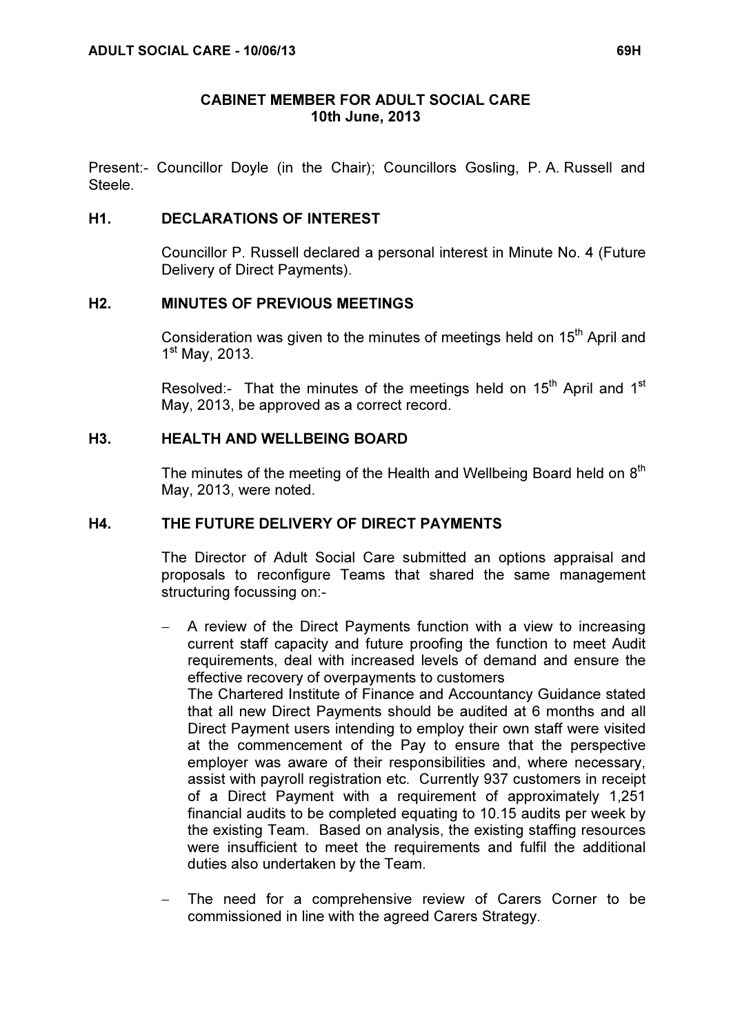## CABINET MEMBER FOR ADULT SOCIAL CARE
## 10th June, 2013

Present:- Councillor Doyle (in the Chair); Councillors Gosling, P. A. Russell and Steele.

### H1. DECLARATIONS OF INTEREST

Councillor P. Russell declared a personal interest in Minute No. 4 (Future Delivery of Direct Payments).

### H2. MINUTES OF PREVIOUS MEETINGS

Consideration was given to the minutes of meetings held on 15th April and 1st May, 2013.

Resolved:- That the minutes of the meetings held on 15th April and 1st May, 2013, be approved as a correct record.

### H3. HEALTH AND WELLBEING BOARD

The minutes of the meeting of the Health and Wellbeing Board held on 8th May, 2013, were noted.

### H4. THE FUTURE DELIVERY OF DIRECT PAYMENTS

The Director of Adult Social Care submitted an options appraisal and proposals to reconfigure Teams that shared the same management structuring focussing on:-

- A review of the Direct Payments function with a view to increasing current staff capacity and future proofing the function to meet Audit requirements, deal with increased levels of demand and ensure the effective recovery of overpayments to customers

  The Chartered Institute of Finance and Accountancy Guidance stated that all new Direct Payments should be audited at 6 months and all Direct Payment users intending to employ their own staff were visited at the commencement of the Pay to ensure that the perspective employer was aware of their responsibilities and, where necessary, assist with payroll registration etc. Currently 937 customers in receipt of a Direct Payment with a requirement of approximately 1,251 financial audits to be completed equating to 10.15 audits per week by the existing Team. Based on analysis, the existing staffing resources were insufficient to meet the requirements and fulfil the additional duties also undertaken by the Team.

- The need for a comprehensive review of Carers Corner to be commissioned in line with the agreed Carers Strategy.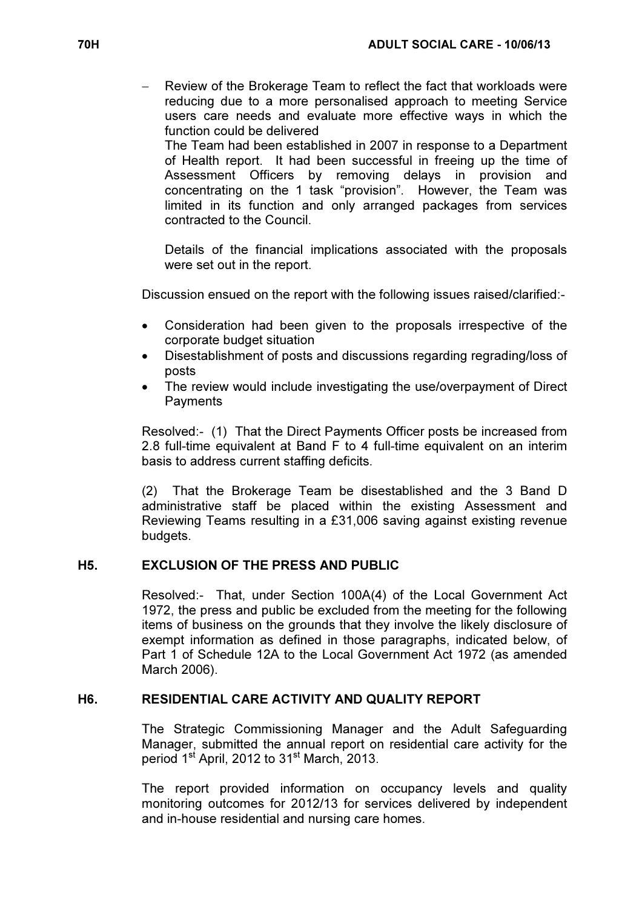- Review of the Brokerage Team to reflect the fact that workloads were reducing due to a more personalised approach to meeting Service users care needs and evaluate more effective ways in which the function could be delivered

  The Team had been established in 2007 in response to a Department of Health report. It had been successful in freeing up the time of Assessment Officers by removing delays in provision and concentrating on the 1 task "provision". However, the Team was limited in its function and only arranged packages from services contracted to the Council.

  Details of the financial implications associated with the proposals were set out in the report.

Discussion ensued on the report with the following issues raised/clarified:-

- Consideration had been given to the proposals irrespective of the corporate budget situation
- Disestablishment of posts and discussions regarding regrading/loss of posts
- The review would include investigating the use/overpayment of Direct Payments

Resolved:- (1) That the Direct Payments Officer posts be increased from 2.8 full-time equivalent at Band F to 4 full-time equivalent on an interim basis to address current staffing deficits.

(2) That the Brokerage Team be disestablished and the 3 Band D administrative staff be placed within the existing Assessment and Reviewing Teams resulting in a £31,006 saving against existing revenue budgets.

## H5. EXCLUSION OF THE PRESS AND PUBLIC

Resolved:- That, under Section 100A(4) of the Local Government Act 1972, the press and public be excluded from the meeting for the following items of business on the grounds that they involve the likely disclosure of exempt information as defined in those paragraphs, indicated below, of Part 1 of Schedule 12A to the Local Government Act 1972 (as amended March 2006).

## H6. RESIDENTIAL CARE ACTIVITY AND QUALITY REPORT

The Strategic Commissioning Manager and the Adult Safeguarding Manager, submitted the annual report on residential care activity for the period 1st April, 2012 to 31st March, 2013.

The report provided information on occupancy levels and quality monitoring outcomes for 2012/13 for services delivered by independent and in-house residential and nursing care homes.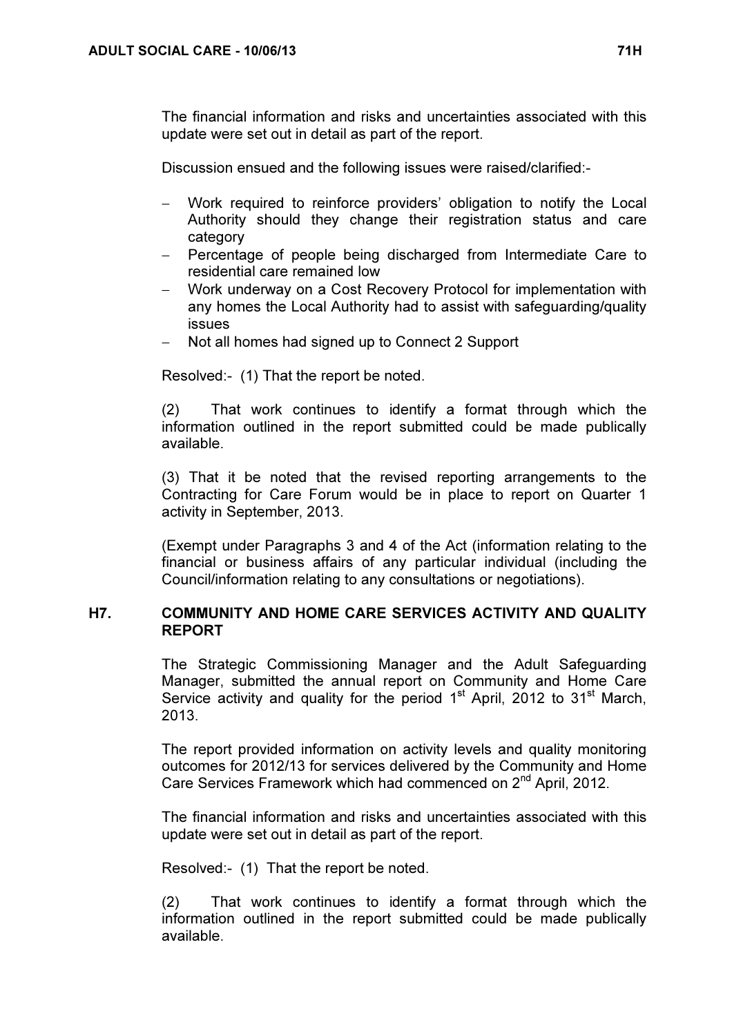The financial information and risks and uncertainties associated with this update were set out in detail as part of the report.

Discussion ensued and the following issues were raised/clarified:-

- Work required to reinforce providers' obligation to notify the Local Authority should they change their registration status and care category
- Percentage of people being discharged from Intermediate Care to residential care remained low
- Work underway on a Cost Recovery Protocol for implementation with any homes the Local Authority had to assist with safeguarding/quality issues
- Not all homes had signed up to Connect 2 Support

Resolved:- (1) That the report be noted.

(2) That work continues to identify a format through which the information outlined in the report submitted could be made publically available.

(3) That it be noted that the revised reporting arrangements to the Contracting for Care Forum would be in place to report on Quarter 1 activity in September, 2013.

(Exempt under Paragraphs 3 and 4 of the Act (information relating to the financial or business affairs of any particular individual (including the Council/information relating to any consultations or negotiations).

## H7. COMMUNITY AND HOME CARE SERVICES ACTIVITY AND QUALITY REPORT

The Strategic Commissioning Manager and the Adult Safeguarding Manager, submitted the annual report on Community and Home Care Service activity and quality for the period 1st April, 2012 to 31st March, 2013.

The report provided information on activity levels and quality monitoring outcomes for 2012/13 for services delivered by the Community and Home Care Services Framework which had commenced on 2nd April, 2012.

The financial information and risks and uncertainties associated with this update were set out in detail as part of the report.

Resolved:- (1) That the report be noted.

(2) That work continues to identify a format through which the information outlined in the report submitted could be made publically available.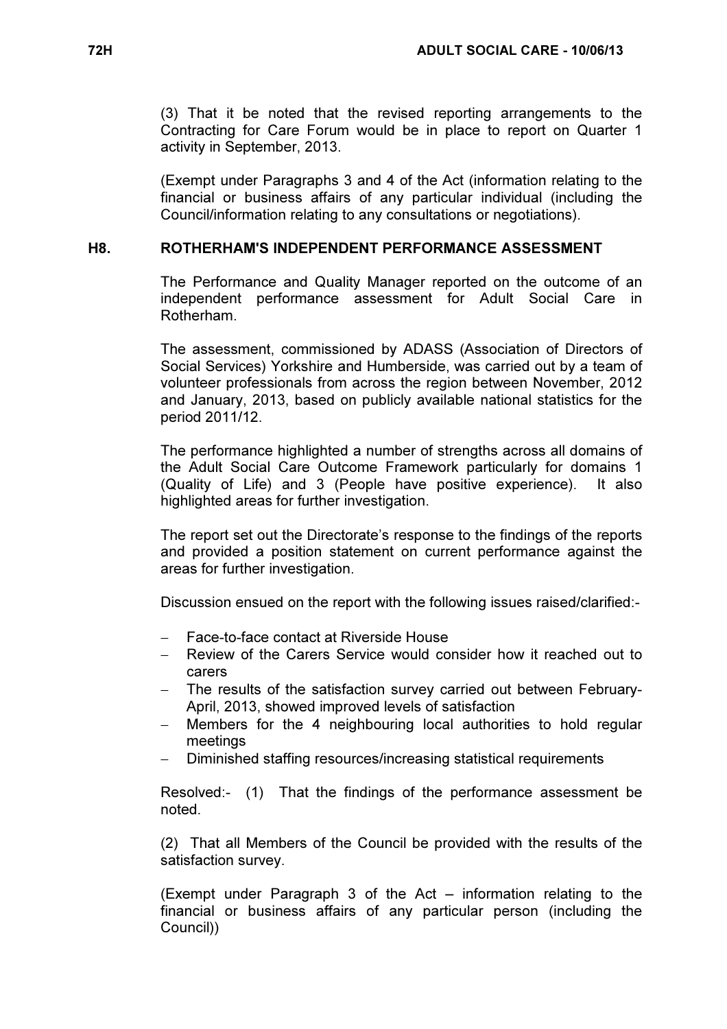(3) That it be noted that the revised reporting arrangements to the Contracting for Care Forum would be in place to report on Quarter 1 activity in September, 2013.

(Exempt under Paragraphs 3 and 4 of the Act (information relating to the financial or business affairs of any particular individual (including the Council/information relating to any consultations or negotiations).

## H8. ROTHERHAM'S INDEPENDENT PERFORMANCE ASSESSMENT

The Performance and Quality Manager reported on the outcome of an independent performance assessment for Adult Social Care in Rotherham.

The assessment, commissioned by ADASS (Association of Directors of Social Services) Yorkshire and Humberside, was carried out by a team of volunteer professionals from across the region between November, 2012 and January, 2013, based on publicly available national statistics for the period 2011/12.

The performance highlighted a number of strengths across all domains of the Adult Social Care Outcome Framework particularly for domains 1 (Quality of Life) and 3 (People have positive experience). It also highlighted areas for further investigation.

The report set out the Directorate's response to the findings of the reports and provided a position statement on current performance against the areas for further investigation.

Discussion ensued on the report with the following issues raised/clarified:-

- Face-to-face contact at Riverside House
- Review of the Carers Service would consider how it reached out to carers
- The results of the satisfaction survey carried out between February-April, 2013, showed improved levels of satisfaction
- Members for the 4 neighbouring local authorities to hold regular meetings
- Diminished staffing resources/increasing statistical requirements

Resolved:- (1) That the findings of the performance assessment be noted.

(2) That all Members of the Council be provided with the results of the satisfaction survey.

(Exempt under Paragraph 3 of the Act – information relating to the financial or business affairs of any particular person (including the Council))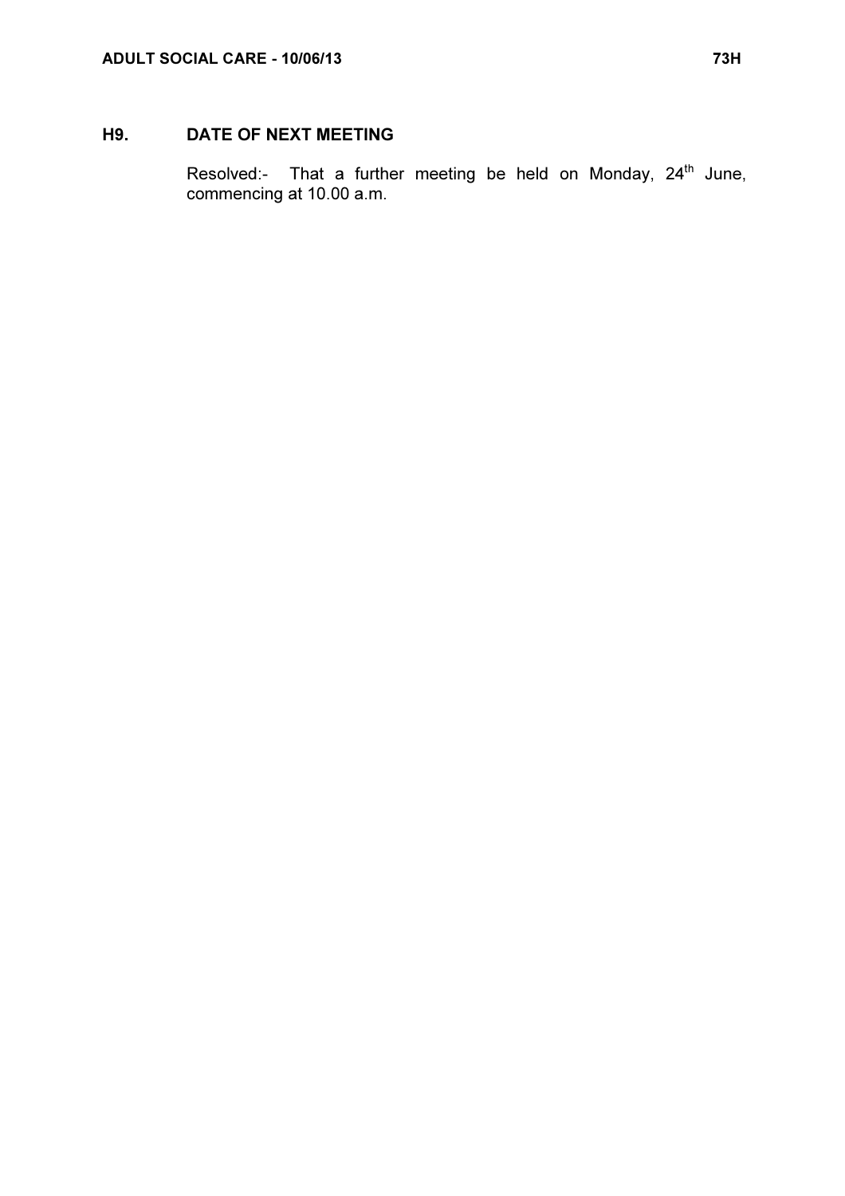## H9. DATE OF NEXT MEETING

Resolved:- That a further meeting be held on Monday, 24th June, commencing at 10.00 a.m.